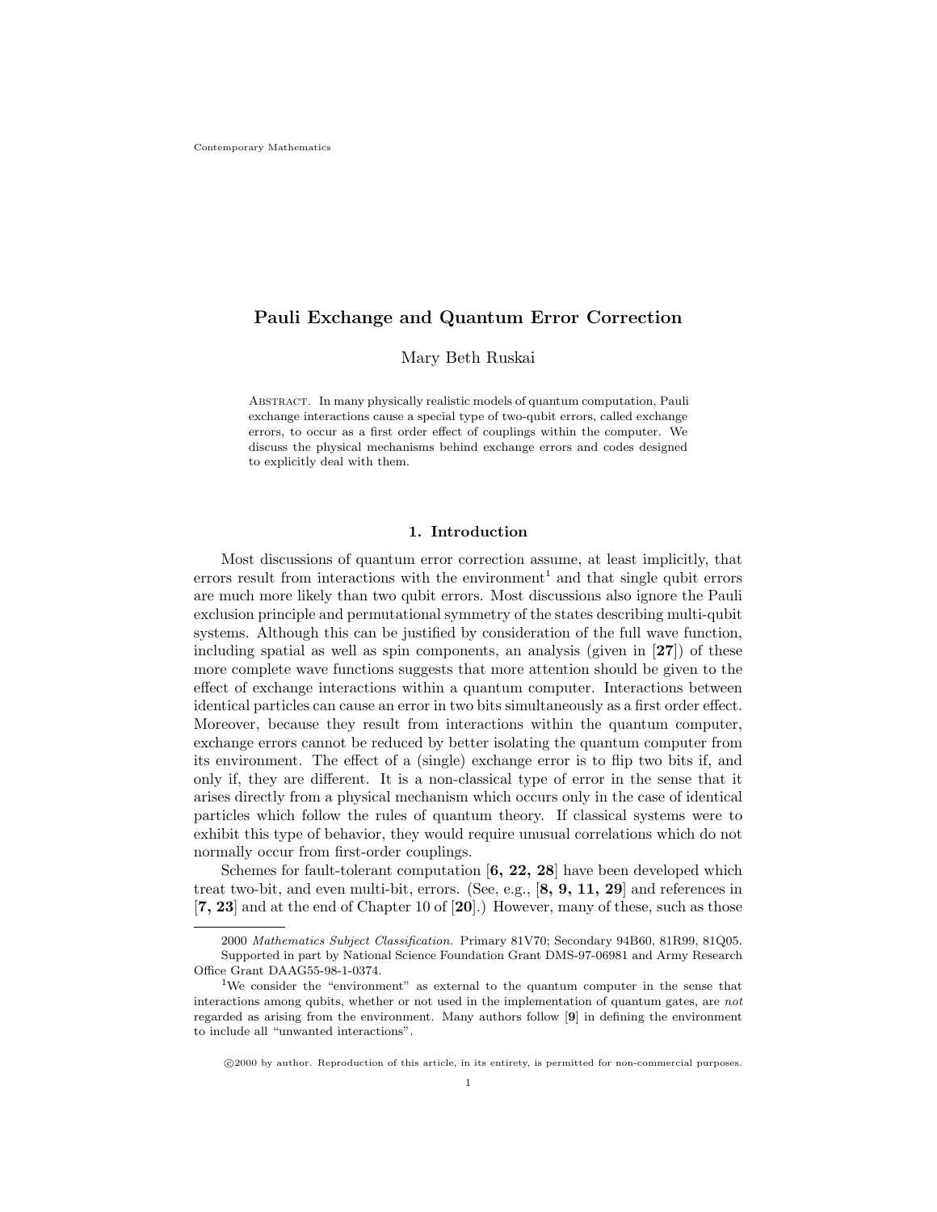Contemporary Mathematics

# Pauli Exchange and Quantum Error Correction

Mary Beth Ruskai

Abstract. In many physically realistic models of quantum computation, Pauli exchange interactions cause a special type of two-qubit errors, called exchange errors, to occur as a first order effect of couplings within the computer. We discuss the physical mechanisms behind exchange errors and codes designed to explicitly deal with them.

## 1. Introduction

Most discussions of quantum error correction assume, at least implicitly, that errors result from interactions with the environment[1] and that single qubit errors are much more likely than two qubit errors. Most discussions also ignore the Pauli exclusion principle and permutational symmetry of the states describing multi-qubit systems. Although this can be justified by consideration of the full wave function, including spatial as well as spin components, an analysis (given in [**27**]) of these more complete wave functions suggests that more attention should be given to the effect of exchange interactions within a quantum computer. Interactions between identical particles can cause an error in two bits simultaneously as a first order effect. Moreover, because they result from interactions within the quantum computer, exchange errors cannot be reduced by better isolating the quantum computer from its environment. The effect of a (single) exchange error is to flip two bits if, and only if, they are different. It is a non-classical type of error in the sense that it arises directly from a physical mechanism which occurs only in the case of identical particles which follow the rules of quantum theory. If classical systems were to exhibit this type of behavior, they would require unusual correlations which do not normally occur from first-order couplings.

Schemes for fault-tolerant computation [**6, 22, 28**] have been developed which treat two-bit, and even multi-bit, errors. (See, e.g., [**8, 9, 11, 29**] and references in [**7, 23**] and at the end of Chapter 10 of [**20**].) However, many of these, such as those

---

2000 *Mathematics Subject Classification.* Primary 81V70; Secondary 94B60, 81R99, 81Q05.

Supported in part by National Science Foundation Grant DMS-97-06981 and Army Research Office Grant DAAG55-98-1-0374.

[1] We consider the "environment" as external to the quantum computer in the sense that interactions among qubits, whether or not used in the implementation of quantum gates, are *not* regarded as arising from the environment. Many authors follow [**9**] in defining the environment to include all "unwanted interactions".

©2000 by author. Reproduction of this article, in its entirety, is permitted for non-commercial purposes.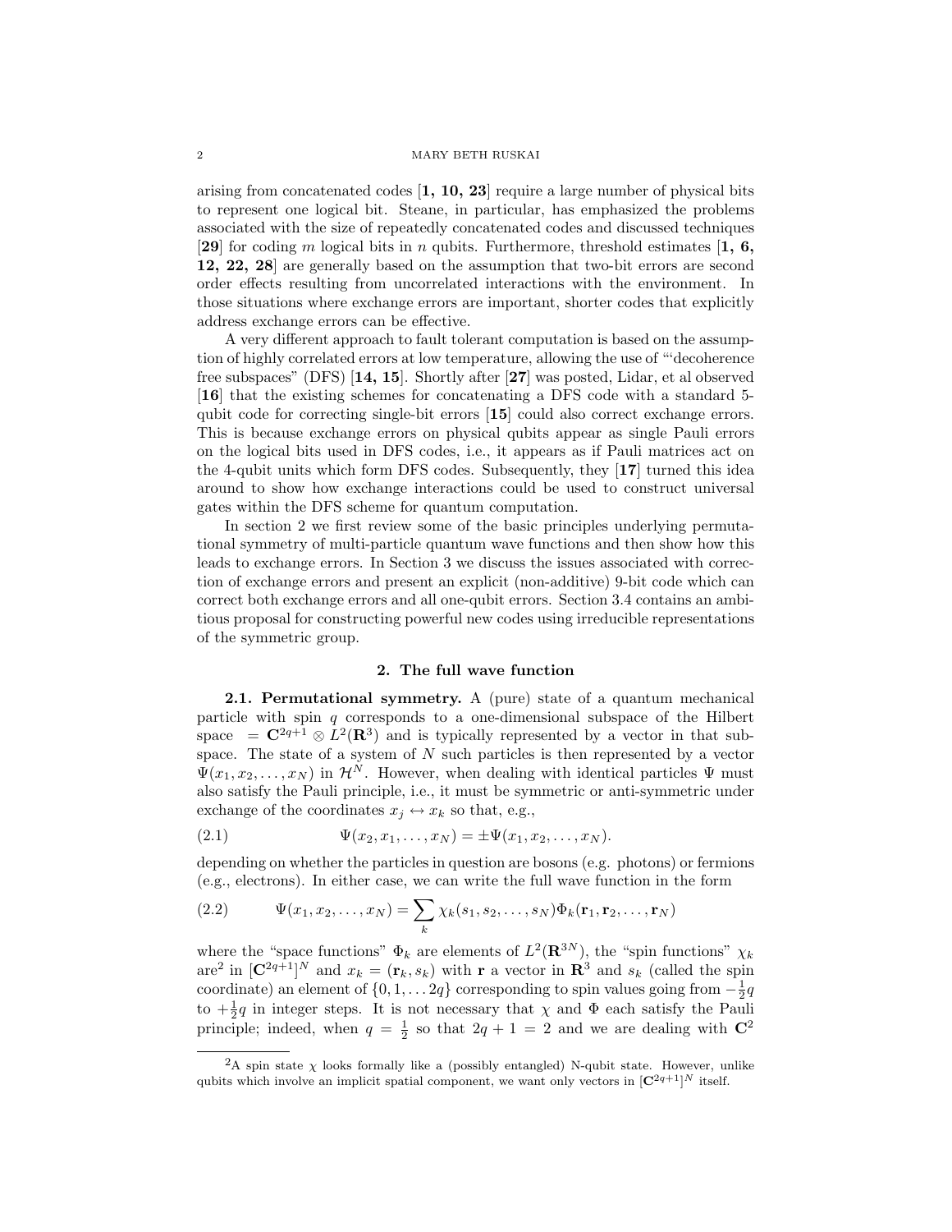arising from concatenated codes [**1, 10, 23**] require a large number of physical bits to represent one logical bit. Steane, in particular, has emphasized the problems associated with the size of repeatedly concatenated codes and discussed techniques [**29**] for coding $m$ logical bits in $n$ qubits. Furthermore, threshold estimates [**1, 6, 12, 22, 28**] are generally based on the assumption that two-bit errors are second order effects resulting from uncorrelated interactions with the environment. In those situations where exchange errors are important, shorter codes that explicitly address exchange errors can be effective.

A very different approach to fault tolerant computation is based on the assumption of highly correlated errors at low temperature, allowing the use of "'decoherence free subspaces" (DFS) [**14, 15**]. Shortly after [**27**] was posted, Lidar, et al observed [**16**] that the existing schemes for concatenating a DFS code with a standard 5-qubit code for correcting single-bit errors [**15**] could also correct exchange errors. This is because exchange errors on physical qubits appear as single Pauli errors on the logical bits used in DFS codes, i.e., it appears as if Pauli matrices act on the 4-qubit units which form DFS codes. Subsequently, they [**17**] turned this idea around to show how exchange interactions could be used to construct universal gates within the DFS scheme for quantum computation.

In section 2 we first review some of the basic principles underlying permutational symmetry of multi-particle quantum wave functions and then show how this leads to exchange errors. In Section 3 we discuss the issues associated with correction of exchange errors and present an explicit (non-additive) 9-bit code which can correct both exchange errors and all one-qubit errors. Section 3.4 contains an ambitious proposal for constructing powerful new codes using irreducible representations of the symmetric group.

## 2. The full wave function

**2.1. Permutational symmetry.** A (pure) state of a quantum mechanical particle with spin $q$ corresponds to a one-dimensional subspace of the Hilbert space $= \mathbf{C}^{2q+1} \otimes L^2(\mathbf{R}^3)$ and is typically represented by a vector in that subspace. The state of a system of $N$ such particles is then represented by a vector $\Psi(x_1, x_2, \ldots, x_N)$ in $\mathcal{H}^N$. However, when dealing with identical particles $\Psi$ must also satisfy the Pauli principle, i.e., it must be symmetric or anti-symmetric under exchange of the coordinates $x_j \leftrightarrow x_k$ so that, e.g.,

$$\Psi(x_2, x_1, \ldots, x_N) = \pm\Psi(x_1, x_2, \ldots, x_N). \tag{2.1}$$

depending on whether the particles in question are bosons (e.g. photons) or fermions (e.g., electrons). In either case, we can write the full wave function in the form

$$\Psi(x_1, x_2, \ldots, x_N) = \sum_k \chi_k(s_1, s_2, \ldots, s_N)\Phi_k(\mathbf{r}_1, \mathbf{r}_2, \ldots, \mathbf{r}_N) \tag{2.2}$$

where the "space functions" $\Phi_k$ are elements of $L^2(\mathbf{R}^{3N})$, the "spin functions" $\chi_k$ are[2] in $[\mathbf{C}^{2q+1}]^N$ and $x_k = (\mathbf{r}_k, s_k)$ with $\mathbf{r}$ a vector in $\mathbf{R}^3$ and $s_k$ (called the spin coordinate) an element of $\{0, 1, \ldots 2q\}$ corresponding to spin values going from $-\frac{1}{2}q$ to $+\frac{1}{2}q$ in integer steps. It is not necessary that $\chi$ and $\Phi$ each satisfy the Pauli principle; indeed, when $q = \frac{1}{2}$ so that $2q + 1 = 2$ and we are dealing with $\mathbf{C}^2$

[2] A spin state $\chi$ looks formally like a (possibly entangled) N-qubit state. However, unlike qubits which involve an implicit spatial component, we want only vectors in $[\mathbf{C}^{2q+1}]^N$ itself.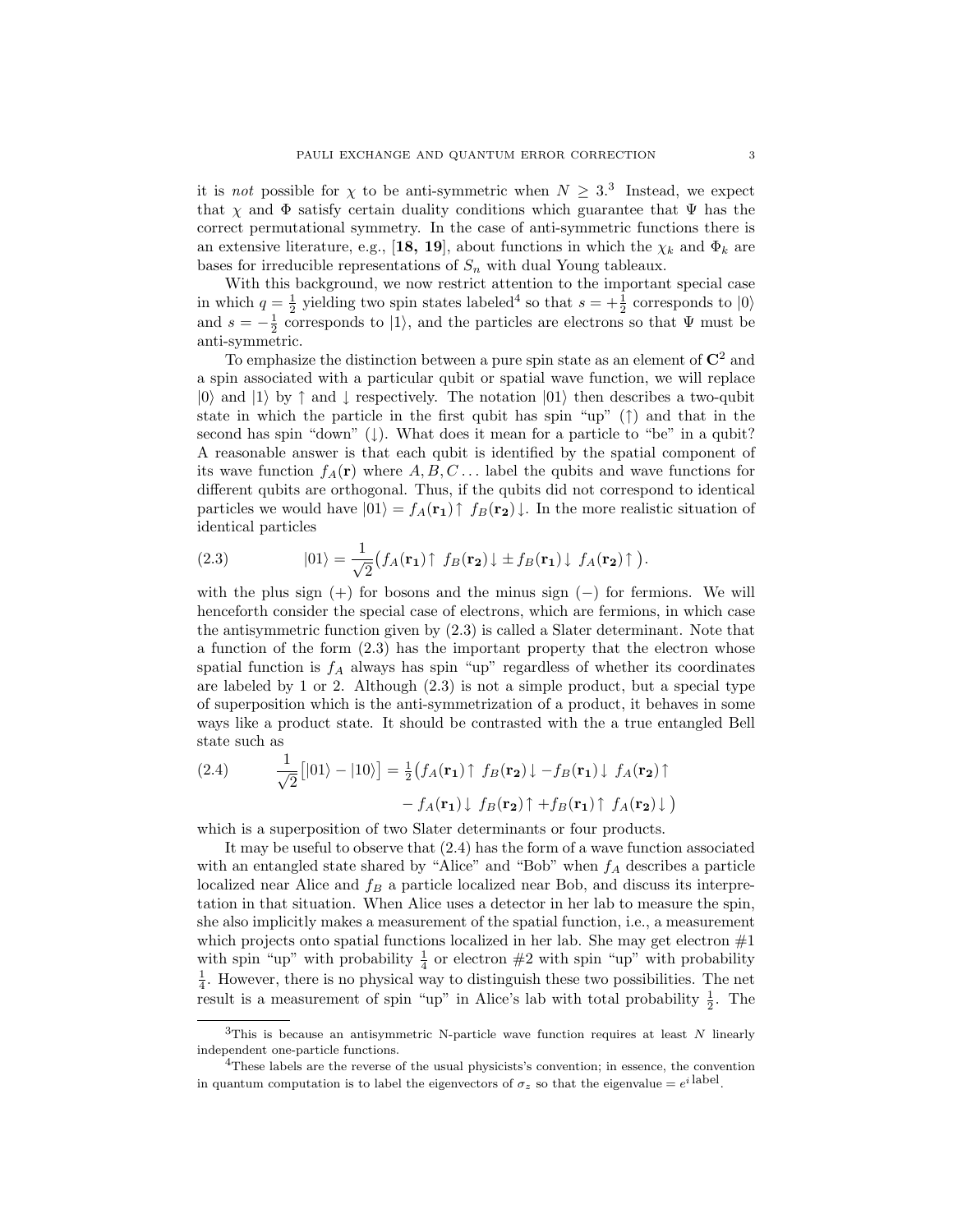it is *not* possible for $\chi$ to be anti-symmetric when $N \geq 3$.[3] Instead, we expect that $\chi$ and $\Phi$ satisfy certain duality conditions which guarantee that $\Psi$ has the correct permutational symmetry. In the case of anti-symmetric functions there is an extensive literature, e.g., [**18, 19**], about functions in which the $\chi_k$ and $\Phi_k$ are bases for irreducible representations of $S_n$ with dual Young tableaux.

With this background, we now restrict attention to the important special case in which $q = \frac{1}{2}$ yielding two spin states labeled[4] so that $s = +\frac{1}{2}$ corresponds to $|0\rangle$ and $s = -\frac{1}{2}$ corresponds to $|1\rangle$, and the particles are electrons so that $\Psi$ must be anti-symmetric.

To emphasize the distinction between a pure spin state as an element of $\mathbf{C}^2$ and a spin associated with a particular qubit or spatial wave function, we will replace $|0\rangle$ and $|1\rangle$ by $\uparrow$ and $\downarrow$ respectively. The notation $|01\rangle$ then describes a two-qubit state in which the particle in the first qubit has spin "up" ($\uparrow$) and that in the second has spin "down" ($\downarrow$). What does it mean for a particle to "be" in a qubit? A reasonable answer is that each qubit is identified by the spatial component of its wave function $f_A(\mathbf{r})$ where $A, B, C \ldots$ label the qubits and wave functions for different qubits are orthogonal. Thus, if the qubits did not correspond to identical particles we would have $|01\rangle = f_A(\mathbf{r_1})\uparrow \; f_B(\mathbf{r_2})\downarrow$. In the more realistic situation of identical particles

$$|01\rangle = \frac{1}{\sqrt{2}}\big(f_A(\mathbf{r_1})\uparrow \; f_B(\mathbf{r_2})\downarrow \pm f_B(\mathbf{r_1})\downarrow \; f_A(\mathbf{r_2})\uparrow\big). \tag{2.3}$$

with the plus sign (+) for bosons and the minus sign (−) for fermions. We will henceforth consider the special case of electrons, which are fermions, in which case the antisymmetric function given by (2.3) is called a Slater determinant. Note that a function of the form (2.3) has the important property that the electron whose spatial function is $f_A$ always has spin "up" regardless of whether its coordinates are labeled by 1 or 2. Although (2.3) is not a simple product, but a special type of superposition which is the anti-symmetrization of a product, it behaves in some ways like a product state. It should be contrasted with the a true entangled Bell state such as

$$\begin{aligned}\frac{1}{\sqrt{2}}\big[|01\rangle - |10\rangle\big] = \tfrac{1}{2}\big(&f_A(\mathbf{r_1})\uparrow \; f_B(\mathbf{r_2})\downarrow - f_B(\mathbf{r_1})\downarrow \; f_A(\mathbf{r_2})\uparrow \\ &- f_A(\mathbf{r_1})\downarrow \; f_B(\mathbf{r_2})\uparrow + f_B(\mathbf{r_1})\uparrow \; f_A(\mathbf{r_2})\downarrow\big)\end{aligned} \tag{2.4}$$

which is a superposition of two Slater determinants or four products.

It may be useful to observe that (2.4) has the form of a wave function associated with an entangled state shared by "Alice" and "Bob" when $f_A$ describes a particle localized near Alice and $f_B$ a particle localized near Bob, and discuss its interpretation in that situation. When Alice uses a detector in her lab to measure the spin, she also implicitly makes a measurement of the spatial function, i.e., a measurement which projects onto spatial functions localized in her lab. She may get electron #1 with spin "up" with probability $\frac{1}{4}$ or electron #2 with spin "up" with probability $\frac{1}{4}$. However, there is no physical way to distinguish these two possibilities. The net result is a measurement of spin "up" in Alice's lab with total probability $\frac{1}{2}$. The

[3] This is because an antisymmetric N-particle wave function requires at least $N$ linearly independent one-particle functions.

[4] These labels are the reverse of the usual physicists's convention; in essence, the convention in quantum computation is to label the eigenvectors of $\sigma_z$ so that the eigenvalue $= e^{i \,\text{label}}$.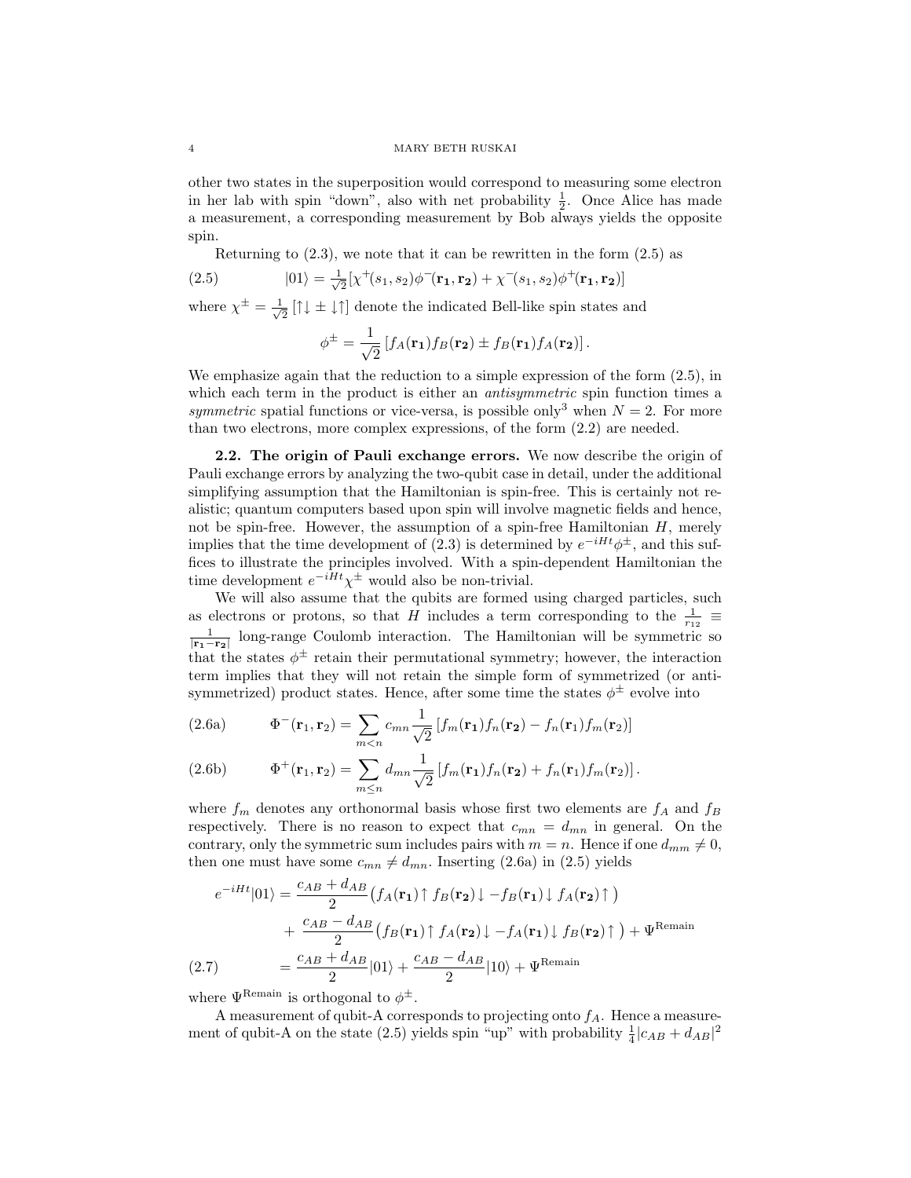other two states in the superposition would correspond to measuring some electron in her lab with spin "down", also with net probability $\frac{1}{2}$. Once Alice has made a measurement, a corresponding measurement by Bob always yields the opposite spin.

Returning to (2.3), we note that it can be rewritten in the form (2.5) as

$$|01\rangle = \tfrac{1}{\sqrt{2}}[\chi^+(s_1,s_2)\phi^-(\mathbf{r_1},\mathbf{r_2}) + \chi^-(s_1,s_2)\phi^+(\mathbf{r_1},\mathbf{r_2})] \tag{2.5}$$

where $\chi^\pm = \frac{1}{\sqrt{2}}\left[\uparrow\downarrow \pm \downarrow\uparrow\right]$ denote the indicated Bell-like spin states and

$$\phi^\pm = \frac{1}{\sqrt{2}}\left[f_A(\mathbf{r_1})f_B(\mathbf{r_2}) \pm f_B(\mathbf{r_1})f_A(\mathbf{r_2})\right].$$

We emphasize again that the reduction to a simple expression of the form (2.5), in which each term in the product is either an *antisymmetric* spin function times a *symmetric* spatial functions or vice-versa, is possible only[3] when $N = 2$. For more than two electrons, more complex expressions, of the form (2.2) are needed.

**2.2. The origin of Pauli exchange errors.** We now describe the origin of Pauli exchange errors by analyzing the two-qubit case in detail, under the additional simplifying assumption that the Hamiltonian is spin-free. This is certainly not realistic; quantum computers based upon spin will involve magnetic fields and hence, not be spin-free. However, the assumption of a spin-free Hamiltonian $H$, merely implies that the time development of (2.3) is determined by $e^{-iHt}\phi^\pm$, and this suffices to illustrate the principles involved. With a spin-dependent Hamiltonian the time development $e^{-iHt}\chi^\pm$ would also be non-trivial.

We will also assume that the qubits are formed using charged particles, such as electrons or protons, so that $H$ includes a term corresponding to the $\frac{1}{r_{12}} \equiv \frac{1}{|\mathbf{r_1}-\mathbf{r_2}|}$ long-range Coulomb interaction. The Hamiltonian will be symmetric so that the states $\phi^\pm$ retain their permutational symmetry; however, the interaction term implies that they will not retain the simple form of symmetrized (or antisymmetrized) product states. Hence, after some time the states $\phi^\pm$ evolve into

$$\Phi^-(\mathbf{r}_1,\mathbf{r}_2) = \sum_{m<n} c_{mn}\frac{1}{\sqrt{2}}\left[f_m(\mathbf{r_1})f_n(\mathbf{r_2}) - f_n(\mathbf{r}_1)f_m(\mathbf{r}_2)\right] \tag{2.6a}$$

$$\Phi^+(\mathbf{r}_1,\mathbf{r}_2) = \sum_{m\leq n} d_{mn}\frac{1}{\sqrt{2}}\left[f_m(\mathbf{r_1})f_n(\mathbf{r_2}) + f_n(\mathbf{r}_1)f_m(\mathbf{r}_2)\right]. \tag{2.6b}$$

where $f_m$ denotes any orthonormal basis whose first two elements are $f_A$ and $f_B$ respectively. There is no reason to expect that $c_{mn} = d_{mn}$ in general. On the contrary, only the symmetric sum includes pairs with $m = n$. Hence if one $d_{mm} \neq 0$, then one must have some $c_{mn} \neq d_{mn}$. Inserting (2.6a) in (2.5) yields

$$\begin{aligned}
e^{-iHt}|01\rangle &= \frac{c_{AB}+d_{AB}}{2}\big(f_A(\mathbf{r_1})\!\uparrow f_B(\mathbf{r_2})\!\downarrow - f_B(\mathbf{r_1})\!\downarrow f_A(\mathbf{r_2})\!\uparrow\big) \\
&\quad + \frac{c_{AB}-d_{AB}}{2}\big(f_B(\mathbf{r_1})\!\uparrow f_A(\mathbf{r_2})\!\downarrow - f_A(\mathbf{r_1})\!\downarrow f_B(\mathbf{r_2})\!\uparrow\big) + \Psi^{\text{Remain}} \\
&= \frac{c_{AB}+d_{AB}}{2}|01\rangle + \frac{c_{AB}-d_{AB}}{2}|10\rangle + \Psi^{\text{Remain}}
\end{aligned} \tag{2.7}$$

where $\Psi^{\text{Remain}}$ is orthogonal to $\phi^\pm$.

A measurement of qubit-A corresponds to projecting onto $f_A$. Hence a measurement of qubit-A on the state (2.5) yields spin "up" with probability $\frac{1}{4}|c_{AB}+d_{AB}|^2$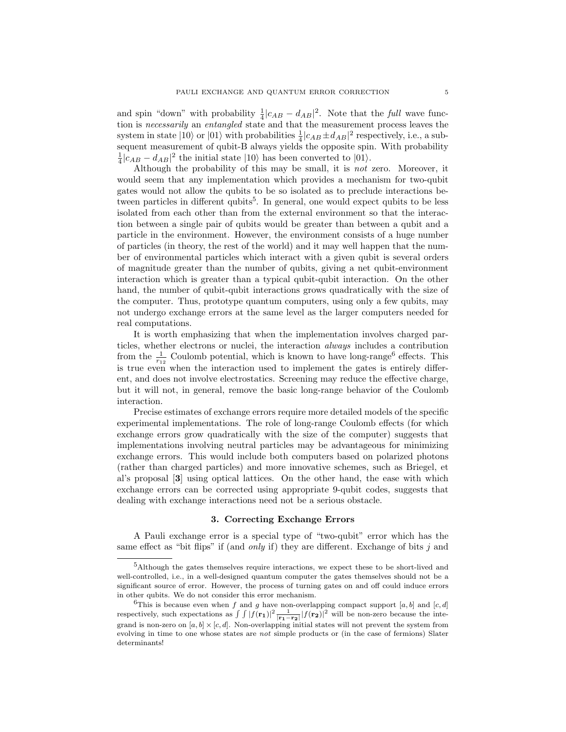and spin "down" with probability $\frac{1}{4}|c_{AB} - d_{AB}|^2$. Note that the *full* wave function is *necessarily* an *entangled* state and that the measurement process leaves the system in state $|10\rangle$ or $|01\rangle$ with probabilities $\frac{1}{4}|c_{AB} \pm d_{AB}|^2$ respectively, i.e., a subsequent measurement of qubit-B always yields the opposite spin. With probability $\frac{1}{4}|c_{AB} - d_{AB}|^2$ the initial state $|10\rangle$ has been converted to $|01\rangle$.

Although the probability of this may be small, it is *not* zero. Moreover, it would seem that any implementation which provides a mechanism for two-qubit gates would not allow the qubits to be so isolated as to preclude interactions between particles in different qubits[5]. In general, one would expect qubits to be less isolated from each other than from the external environment so that the interaction between a single pair of qubits would be greater than between a qubit and a particle in the environment. However, the environment consists of a huge number of particles (in theory, the rest of the world) and it may well happen that the number of environmental particles which interact with a given qubit is several orders of magnitude greater than the number of qubits, giving a net qubit-environment interaction which is greater than a typical qubit-qubit interaction. On the other hand, the number of qubit-qubit interactions grows quadratically with the size of the computer. Thus, prototype quantum computers, using only a few qubits, may not undergo exchange errors at the same level as the larger computers needed for real computations.

It is worth emphasizing that when the implementation involves charged particles, whether electrons or nuclei, the interaction *always* includes a contribution from the $\frac{1}{r_{12}}$ Coulomb potential, which is known to have long-range[6] effects. This is true even when the interaction used to implement the gates is entirely different, and does not involve electrostatics. Screening may reduce the effective charge, but it will not, in general, remove the basic long-range behavior of the Coulomb interaction.

Precise estimates of exchange errors require more detailed models of the specific experimental implementations. The role of long-range Coulomb effects (for which exchange errors grow quadratically with the size of the computer) suggests that implementations involving neutral particles may be advantageous for minimizing exchange errors. This would include both computers based on polarized photons (rather than charged particles) and more innovative schemes, such as Briegel, et al's proposal [**3**] using optical lattices. On the other hand, the ease with which exchange errors can be corrected using appropriate 9-qubit codes, suggests that dealing with exchange interactions need not be a serious obstacle.

## 3. Correcting Exchange Errors

A Pauli exchange error is a special type of "two-qubit" error which has the same effect as "bit flips" if (and *only* if) they are different. Exchange of bits $j$ and

---

[5] Although the gates themselves require interactions, we expect these to be short-lived and well-controlled, i.e., in a well-designed quantum computer the gates themselves should not be a significant source of error. However, the process of turning gates on and off could induce errors in other qubits. We do not consider this error mechanism.

[6] This is because even when $f$ and $g$ have non-overlapping compact support $[a, b]$ and $[c, d]$ respectively, such expectations as $\int\int |f(\mathbf{r_1})|^2 \frac{1}{|\mathbf{r_1} - \mathbf{r_2}|} |f(\mathbf{r_2})|^2$ will be non-zero because the integrand is non-zero on $[a, b] \times [c, d]$. Non-overlapping initial states will not prevent the system from evolving in time to one whose states are *not* simple products or (in the case of fermions) Slater determinants!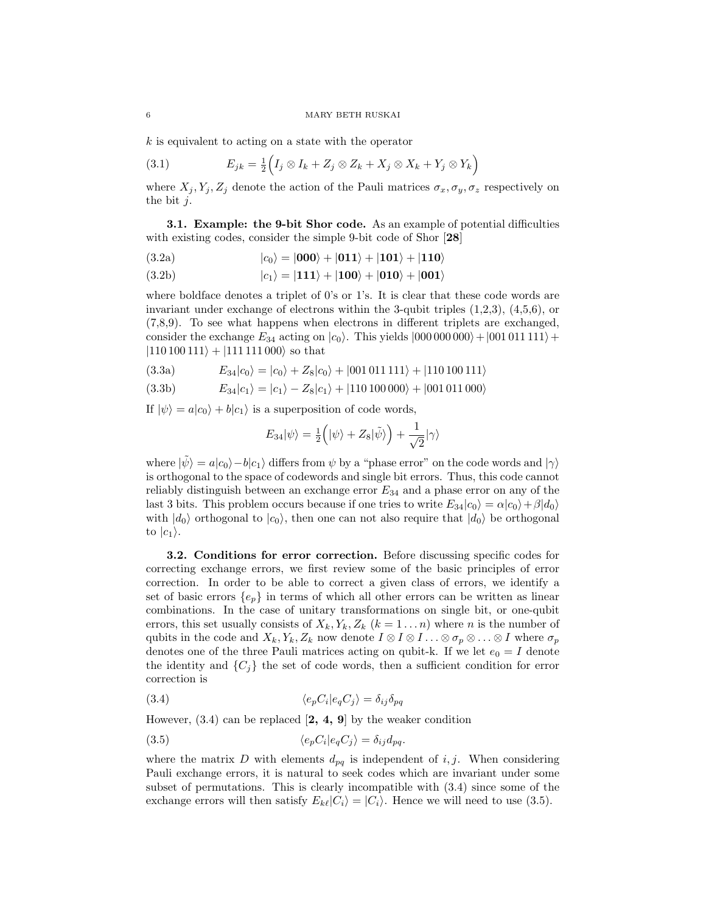$k$ is equivalent to acting on a state with the operator

$$E_{jk} = \tfrac{1}{2}\Big(I_j \otimes I_k + Z_j \otimes Z_k + X_j \otimes X_k + Y_j \otimes Y_k\Big) \tag{3.1}$$

where $X_j, Y_j, Z_j$ denote the action of the Pauli matrices $\sigma_x, \sigma_y, \sigma_z$ respectively on the bit $j$.

**3.1. Example: the 9-bit Shor code.** As an example of potential difficulties with existing codes, consider the simple 9-bit code of Shor [**28**]

$$|c_0\rangle = |\mathbf{000}\rangle + |\mathbf{011}\rangle + |\mathbf{101}\rangle + |\mathbf{110}\rangle \tag{3.2a}$$

$$|c_1\rangle = |\mathbf{111}\rangle + |\mathbf{100}\rangle + |\mathbf{010}\rangle + |\mathbf{001}\rangle \tag{3.2b}$$

where boldface denotes a triplet of 0's or 1's. It is clear that these code words are invariant under exchange of electrons within the 3-qubit triples (1,2,3), (4,5,6), or (7,8,9). To see what happens when electrons in different triplets are exchanged, consider the exchange $E_{34}$ acting on $|c_0\rangle$. This yields $|000\,000\,000\rangle + |001\,011\,111\rangle + |110\,100\,111\rangle + |111\,111\,000\rangle$ so that

$$E_{34}|c_0\rangle = |c_0\rangle + Z_8|c_0\rangle + |001\,011\,111\rangle + |110\,100\,111\rangle \tag{3.3a}$$

$$E_{34}|c_1\rangle = |c_1\rangle - Z_8|c_1\rangle + |110\,100\,000\rangle + |001\,011\,000\rangle \tag{3.3b}$$

If $|\psi\rangle = a|c_0\rangle + b|c_1\rangle$ is a superposition of code words,

$$E_{34}|\psi\rangle = \tfrac{1}{2}\Big(|\psi\rangle + Z_8|\tilde{\psi}\rangle\Big) + \frac{1}{\sqrt{2}}|\gamma\rangle$$

where $|\tilde{\psi}\rangle = a|c_0\rangle - b|c_1\rangle$ differs from $\psi$ by a "phase error" on the code words and $|\gamma\rangle$ is orthogonal to the space of codewords and single bit errors. Thus, this code cannot reliably distinguish between an exchange error $E_{34}$ and a phase error on any of the last 3 bits. This problem occurs because if one tries to write $E_{34}|c_0\rangle = \alpha|c_0\rangle + \beta|d_0\rangle$ with $|d_0\rangle$ orthogonal to $|c_0\rangle$, then one can not also require that $|d_0\rangle$ be orthogonal to $|c_1\rangle$.

**3.2. Conditions for error correction.** Before discussing specific codes for correcting exchange errors, we first review some of the basic principles of error correction. In order to be able to correct a given class of errors, we identify a set of basic errors $\{e_p\}$ in terms of which all other errors can be written as linear combinations. In the case of unitary transformations on single bit, or one-qubit errors, this set usually consists of $X_k, Y_k, Z_k$ ($k = 1 \ldots n$) where $n$ is the number of qubits in the code and $X_k, Y_k, Z_k$ now denote $I \otimes I \otimes I \ldots \otimes \sigma_p \otimes \ldots \otimes I$ where $\sigma_p$ denotes one of the three Pauli matrices acting on qubit-k. If we let $e_0 = I$ denote the identity and $\{C_j\}$ the set of code words, then a sufficient condition for error correction is

$$\langle e_p C_i | e_q C_j \rangle = \delta_{ij}\delta_{pq} \tag{3.4}$$

However, (3.4) can be replaced [**2, 4, 9**] by the weaker condition

$$\langle e_p C_i | e_q C_j \rangle = \delta_{ij} d_{pq}. \tag{3.5}$$

where the matrix $D$ with elements $d_{pq}$ is independent of $i, j$. When considering Pauli exchange errors, it is natural to seek codes which are invariant under some subset of permutations. This is clearly incompatible with (3.4) since some of the exchange errors will then satisfy $E_{k\ell}|C_i\rangle = |C_i\rangle$. Hence we will need to use (3.5).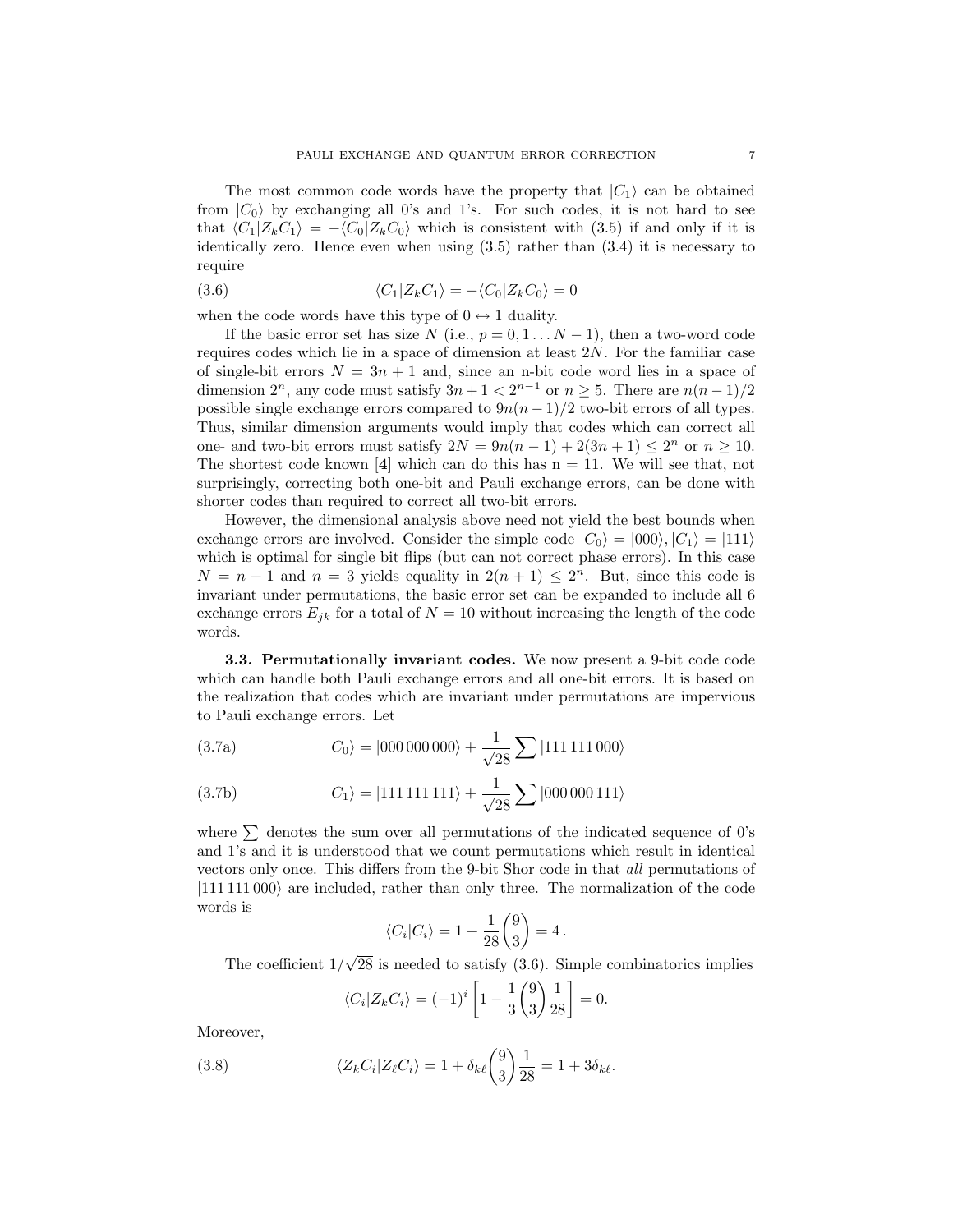The most common code words have the property that $|C_1\rangle$ can be obtained from $|C_0\rangle$ by exchanging all 0's and 1's. For such codes, it is not hard to see that $\langle C_1|Z_k C_1\rangle = -\langle C_0|Z_k C_0\rangle$ which is consistent with (3.5) if and only if it is identically zero. Hence even when using (3.5) rather than (3.4) it is necessary to require

$$\langle C_1|Z_k C_1\rangle = -\langle C_0|Z_k C_0\rangle = 0 \tag{3.6}$$

when the code words have this type of $0 \leftrightarrow 1$ duality.

If the basic error set has size $N$ (i.e., $p = 0, 1 \ldots N-1$), then a two-word code requires codes which lie in a space of dimension at least $2N$. For the familiar case of single-bit errors $N = 3n+1$ and, since an n-bit code word lies in a space of dimension $2^n$, any code must satisfy $3n + 1 < 2^{n-1}$ or $n \geq 5$. There are $n(n-1)/2$ possible single exchange errors compared to $9n(n-1)/2$ two-bit errors of all types. Thus, similar dimension arguments would imply that codes which can correct all one- and two-bit errors must satisfy $2N = 9n(n-1) + 2(3n+1) \leq 2^n$ or $n \geq 10$. The shortest code known [**4**] which can do this has n = 11. We will see that, not surprisingly, correcting both one-bit and Pauli exchange errors, can be done with shorter codes than required to correct all two-bit errors.

However, the dimensional analysis above need not yield the best bounds when exchange errors are involved. Consider the simple code $|C_0\rangle = |000\rangle, |C_1\rangle = |111\rangle$ which is optimal for single bit flips (but can not correct phase errors). In this case $N = n+1$ and $n = 3$ yields equality in $2(n+1) \leq 2^n$. But, since this code is invariant under permutations, the basic error set can be expanded to include all 6 exchange errors $E_{jk}$ for a total of $N = 10$ without increasing the length of the code words.

**3.3. Permutationally invariant codes.** We now present a 9-bit code code which can handle both Pauli exchange errors and all one-bit errors. It is based on the realization that codes which are invariant under permutations are impervious to Pauli exchange errors. Let

$$|C_0\rangle = |000\,000\,000\rangle + \frac{1}{\sqrt{28}} \sum |111\,111\,000\rangle \tag{3.7a}$$

$$|C_1\rangle = |111\,111\,111\rangle + \frac{1}{\sqrt{28}} \sum |000\,000\,111\rangle \tag{3.7b}$$

where $\sum$ denotes the sum over all permutations of the indicated sequence of 0's and 1's and it is understood that we count permutations which result in identical vectors only once. This differs from the 9-bit Shor code in that *all* permutations of $|111\,111\,000\rangle$ are included, rather than only three. The normalization of the code words is

$$\langle C_i|C_i\rangle = 1 + \frac{1}{28}\binom{9}{3} = 4\,.$$

The coefficient $1/\sqrt{28}$ is needed to satisfy (3.6). Simple combinatorics implies

$$\langle C_i|Z_k C_i\rangle = (-1)^i \left[1 - \frac{1}{3}\binom{9}{3}\frac{1}{28}\right] = 0.$$

Moreover,

$$\langle Z_k C_i|Z_\ell C_i\rangle = 1 + \delta_{k\ell}\binom{9}{3}\frac{1}{28} = 1 + 3\delta_{k\ell}. \tag{3.8}$$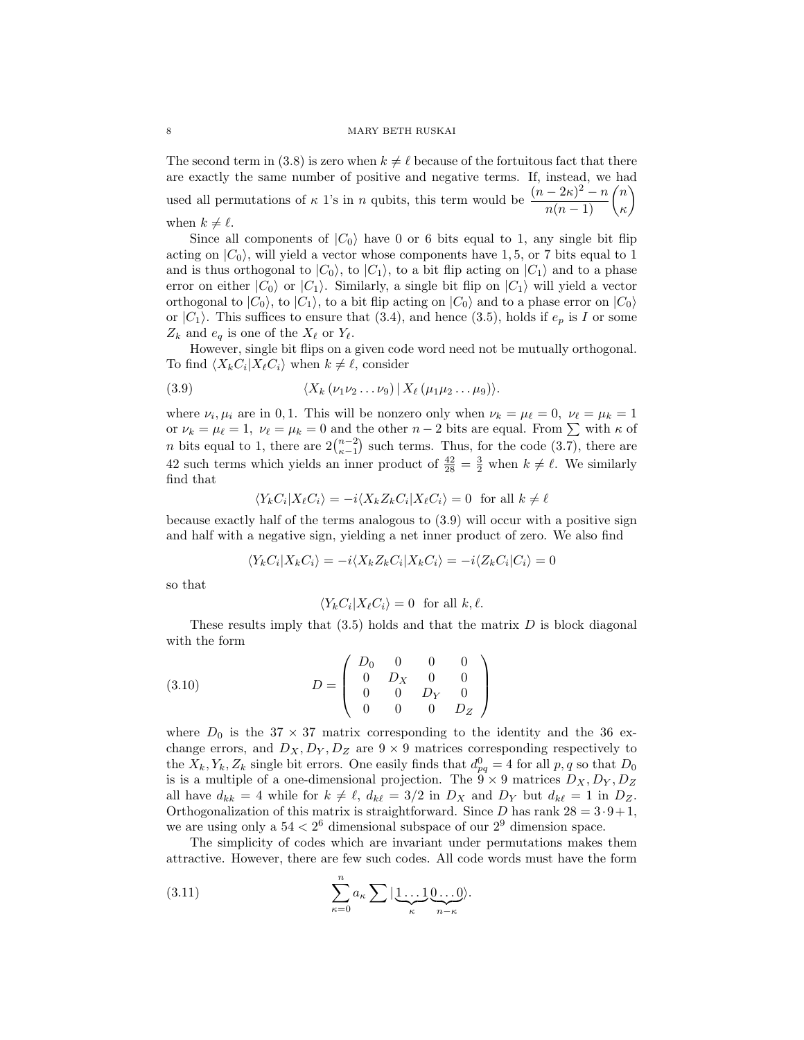The second term in (3.8) is zero when $k \neq \ell$ because of the fortuitous fact that there are exactly the same number of positive and negative terms. If, instead, we had used all permutations of $\kappa$ 1's in $n$ qubits, this term would be $\dfrac{(n-2\kappa)^2 - n}{n(n-1)}\dbinom{n}{\kappa}$ when $k \neq \ell$.

Since all components of $|C_0\rangle$ have 0 or 6 bits equal to 1, any single bit flip acting on $|C_0\rangle$, will yield a vector whose components have $1, 5$, or 7 bits equal to 1 and is thus orthogonal to $|C_0\rangle$, to $|C_1\rangle$, to a bit flip acting on $|C_1\rangle$ and to a phase error on either $|C_0\rangle$ or $|C_1\rangle$. Similarly, a single bit flip on $|C_1\rangle$ will yield a vector orthogonal to $|C_0\rangle$, to $|C_1\rangle$, to a bit flip acting on $|C_0\rangle$ and to a phase error on $|C_0\rangle$ or $|C_1\rangle$. This suffices to ensure that (3.4), and hence (3.5), holds if $e_p$ is $I$ or some $Z_k$ and $e_q$ is one of the $X_\ell$ or $Y_\ell$.

However, single bit flips on a given code word need not be mutually orthogonal. To find $\langle X_k C_i | X_\ell C_i \rangle$ when $k \neq \ell$, consider

$$\langle X_k\,(\nu_1\nu_2\ldots\nu_9)\,|\,X_\ell\,(\mu_1\mu_2\ldots\mu_9)\rangle. \tag{3.9}$$

where $\nu_i, \mu_i$ are in $0,1$. This will be nonzero only when $\nu_k = \mu_\ell = 0,\ \nu_\ell = \mu_k = 1$ or $\nu_k = \mu_\ell = 1,\ \nu_\ell = \mu_k = 0$ and the other $n-2$ bits are equal. From $\sum$ with $\kappa$ of $n$ bits equal to 1, there are $2\binom{n-2}{\kappa-1}$ such terms. Thus, for the code (3.7), there are 42 such terms which yields an inner product of $\frac{42}{28} = \frac{3}{2}$ when $k \neq \ell$. We similarly find that

$$\langle Y_k C_i | X_\ell C_i \rangle = -i \langle X_k Z_k C_i | X_\ell C_i \rangle = 0 \ \text{ for all } k \neq \ell$$

because exactly half of the terms analogous to (3.9) will occur with a positive sign and half with a negative sign, yielding a net inner product of zero. We also find

$$\langle Y_k C_i | X_k C_i \rangle = -i \langle X_k Z_k C_i | X_k C_i \rangle = -i \langle Z_k C_i | C_i \rangle = 0$$

so that

$$\langle Y_k C_i | X_\ell C_i \rangle = 0 \ \text{ for all } k, \ell.$$

These results imply that (3.5) holds and that the matrix $D$ is block diagonal with the form

$$D = \begin{pmatrix} D_0 & 0 & 0 & 0 \\ 0 & D_X & 0 & 0 \\ 0 & 0 & D_Y & 0 \\ 0 & 0 & 0 & D_Z \end{pmatrix} \tag{3.10}$$

where $D_0$ is the $37 \times 37$ matrix corresponding to the identity and the 36 exchange errors, and $D_X, D_Y, D_Z$ are $9 \times 9$ matrices corresponding respectively to the $X_k, Y_k, Z_k$ single bit errors. One easily finds that $d^0_{pq} = 4$ for all $p, q$ so that $D_0$ is is a multiple of a one-dimensional projection. The $9 \times 9$ matrices $D_X, D_Y, D_Z$ all have $d_{kk} = 4$ while for $k \neq \ell$, $d_{k\ell} = 3/2$ in $D_X$ and $D_Y$ but $d_{k\ell} = 1$ in $D_Z$. Orthogonalization of this matrix is straightforward. Since $D$ has rank $28 = 3 \cdot 9 + 1$, we are using only a $54 < 2^6$ dimensional subspace of our $2^9$ dimension space.

The simplicity of codes which are invariant under permutations makes them attractive. However, there are few such codes. All code words must have the form

$$\sum_{\kappa=0}^{n} a_\kappa \sum |\underbrace{1\ldots1}_{\kappa}\underbrace{0\ldots0}_{n-\kappa}\rangle. \tag{3.11}$$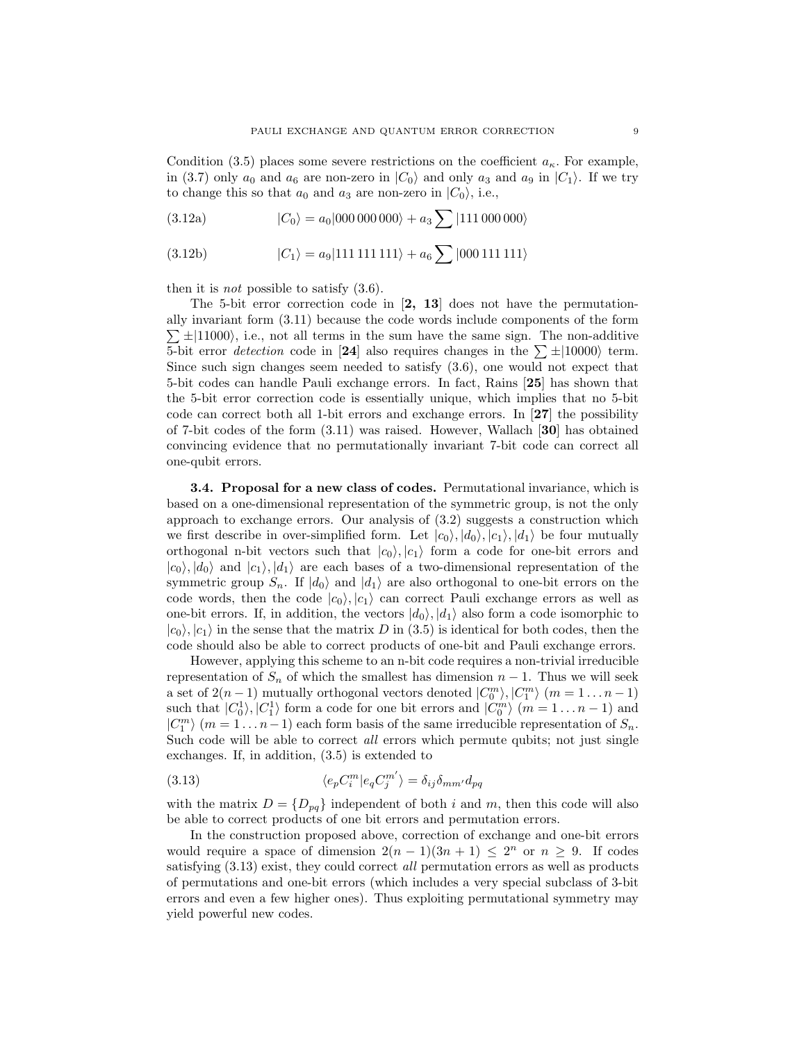Condition (3.5) places some severe restrictions on the coefficient $a_\kappa$. For example, in (3.7) only $a_0$ and $a_6$ are non-zero in $|C_0\rangle$ and only $a_3$ and $a_9$ in $|C_1\rangle$. If we try to change this so that $a_0$ and $a_3$ are non-zero in $|C_0\rangle$, i.e.,

$$|C_0\rangle = a_0|000\,000\,000\rangle + a_3 \sum |111\,000\,000\rangle \tag{3.12a}$$

$$|C_1\rangle = a_9|111\,111\,111\rangle + a_6 \sum |000\,111\,111\rangle \tag{3.12b}$$

then it is *not* possible to satisfy (3.6).

The 5-bit error correction code in [**2, 13**] does not have the permutationally invariant form (3.11) because the code words include components of the form $\sum \pm|11000\rangle$, i.e., not all terms in the sum have the same sign. The non-additive 5-bit error *detection* code in [**24**] also requires changes in the $\sum \pm|10000\rangle$ term. Since such sign changes seem needed to satisfy (3.6), one would not expect that 5-bit codes can handle Pauli exchange errors. In fact, Rains [**25**] has shown that the 5-bit error correction code is essentially unique, which implies that no 5-bit code can correct both all 1-bit errors and exchange errors. In [**27**] the possibility of 7-bit codes of the form (3.11) was raised. However, Wallach [**30**] has obtained convincing evidence that no permutationally invariant 7-bit code can correct all one-qubit errors.

**3.4. Proposal for a new class of codes.** Permutational invariance, which is based on a one-dimensional representation of the symmetric group, is not the only approach to exchange errors. Our analysis of (3.2) suggests a construction which we first describe in over-simplified form. Let $|c_0\rangle, |d_0\rangle, |c_1\rangle, |d_1\rangle$ be four mutually orthogonal n-bit vectors such that $|c_0\rangle, |c_1\rangle$ form a code for one-bit errors and $|c_0\rangle, |d_0\rangle$ and $|c_1\rangle, |d_1\rangle$ are each bases of a two-dimensional representation of the symmetric group $S_n$. If $|d_0\rangle$ and $|d_1\rangle$ are also orthogonal to one-bit errors on the code words, then the code $|c_0\rangle, |c_1\rangle$ can correct Pauli exchange errors as well as one-bit errors. If, in addition, the vectors $|d_0\rangle, |d_1\rangle$ also form a code isomorphic to $|c_0\rangle, |c_1\rangle$ in the sense that the matrix $D$ in (3.5) is identical for both codes, then the code should also be able to correct products of one-bit and Pauli exchange errors.

However, applying this scheme to an n-bit code requires a non-trivial irreducible representation of $S_n$ of which the smallest has dimension $n-1$. Thus we will seek a set of $2(n-1)$ mutually orthogonal vectors denoted $|C_0^m\rangle, |C_1^m\rangle$ $(m = 1 \dots n-1)$ such that $|C_0^1\rangle, |C_1^1\rangle$ form a code for one bit errors and $|C_0^m\rangle$ $(m = 1 \dots n-1)$ and $|C_1^m\rangle$ $(m = 1 \dots n-1)$ each form basis of the same irreducible representation of $S_n$. Such code will be able to correct *all* errors which permute qubits; not just single exchanges. If, in addition, (3.5) is extended to

$$\langle e_p C_i^m | e_q C_j^{m'} \rangle = \delta_{ij} \delta_{mm'} d_{pq} \tag{3.13}$$

with the matrix $D = \{D_{pq}\}$ independent of both $i$ and $m$, then this code will also be able to correct products of one bit errors and permutation errors.

In the construction proposed above, correction of exchange and one-bit errors would require a space of dimension $2(n-1)(3n+1) \leq 2^n$ or $n \geq 9$. If codes satisfying (3.13) exist, they could correct *all* permutation errors as well as products of permutations and one-bit errors (which includes a very special subclass of 3-bit errors and even a few higher ones). Thus exploiting permutational symmetry may yield powerful new codes.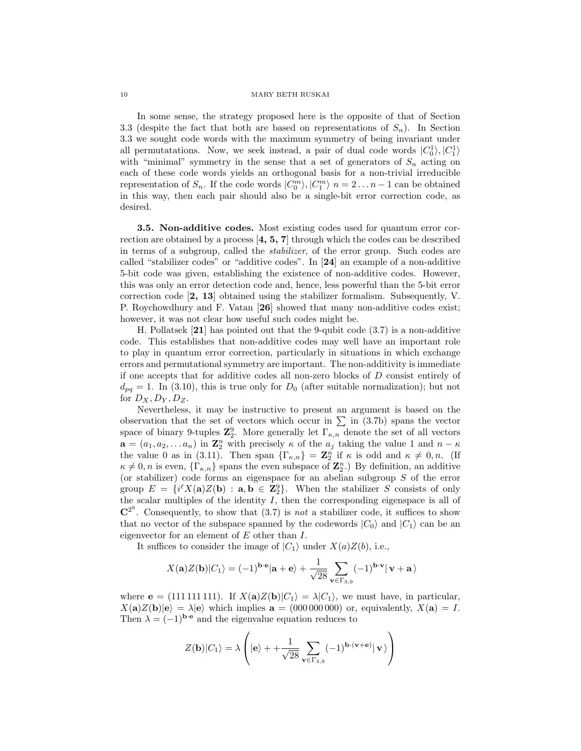In some sense, the strategy proposed here is the opposite of that of Section 3.3 (despite the fact that both are based on representations of $S_n$). In Section 3.3 we sought code words with the maximum symmetry of being invariant under all permutatations. Now, we seek instead, a pair of dual code words $|C_0^1\rangle, |C_1^1\rangle$ with "minimal" symmetry in the sense that a set of generators of $S_n$ acting on each of these code words yields an orthogonal basis for a non-trivial irreducible representation of $S_n$. If the code words $|C_0^m\rangle, |C_1^m\rangle$ $n = 2 \ldots n-1$ can be obtained in this way, then each pair should also be a single-bit error correction code, as desired.

**3.5. Non-additive codes.** Most existing codes used for quantum error correction are obtained by a process [**4, 5, 7**] through which the codes can be described in terms of a subgroup, called the *stabilizer*, of the error group. Such codes are called "stabilizer codes" or "additive codes". In [**24**] an example of a non-additive 5-bit code was given, establishing the existence of non-additive codes. However, this was only an error detection code and, hence, less powerful than the 5-bit error correction code [**2, 13**] obtained using the stabilizer formalism. Subsequently, V. P. Roychowdhury and F. Vatan [**26**] showed that many non-additive codes exist; however, it was not clear how useful such codes might be.

H. Pollatsek [**21**] has pointed out that the 9-qubit code (3.7) is a non-additive code. This establishes that non-additive codes may well have an important role to play in quantum error correction, particularly in situations in which exchange errors and permutational symmetry are important. The non-additivity is immediate if one accepts that for additive codes all non-zero blocks of $D$ consist entirely of $d_{pq} = 1$. In (3.10), this is true only for $D_0$ (after suitable normalization); but not for $D_X, D_Y, D_Z$.

Nevertheless, it may be instructive to present an argument is based on the observation that the set of vectors which occur in $\sum$ in (3.7b) spans the vector space of binary 9-tuples $\mathbf{Z}_2^9$. More generally let $\Gamma_{\kappa,n}$ denote the set of all vectors $\mathbf{a} = (a_1, a_2, \ldots a_n)$ in $\mathbf{Z}_2^n$ with precisely $\kappa$ of the $a_j$ taking the value 1 and $n - \kappa$ the value 0 as in (3.11). Then span $\{\Gamma_{\kappa,n}\} = \mathbf{Z}_2^n$ if $\kappa$ is odd and $\kappa \neq 0, n$. (If $\kappa \neq 0, n$ is even, $\{\Gamma_{\kappa,n}\}$ spans the even subspace of $\mathbf{Z}_2^n$.) By definition, an additive (or stabilizer) code forms an eigenspace for an abelian subgroup $S$ of the error group $E = \{i^\ell X(\mathbf{a})Z(\mathbf{b}) : \mathbf{a}, \mathbf{b} \in \mathbf{Z}_2^9\}$. When the stabilizer $S$ consists of only the scalar multiples of the identity $I$, then the corresponding eigenspace is all of $\mathbf{C}^{2^9}$. Consequently, to show that (3.7) is *not* a stabilizer code, it suffices to show that no vector of the subspace spanned by the codewords $|C_0\rangle$ and $|C_1\rangle$ can be an eigenvector for an element of $E$ other than $I$.

It suffices to consider the image of $|C_1\rangle$ under $X(a)Z(b)$, i.e.,

$$X(\mathbf{a})Z(\mathbf{b})|C_1\rangle = (-1)^{\mathbf{b}\cdot\mathbf{e}}|\mathbf{a}+\mathbf{e}\rangle + \frac{1}{\sqrt{28}} \sum_{\mathbf{v}\in\Gamma_{3,9}} (-1)^{\mathbf{b}\cdot\mathbf{v}} |\, \mathbf{v}+\mathbf{a}\,\rangle$$

where $\mathbf{e} = (111\,111\,111)$. If $X(\mathbf{a})Z(\mathbf{b})|C_1\rangle = \lambda|C_1\rangle$, we must have, in particular, $X(\mathbf{a})Z(\mathbf{b})|\mathbf{e}\rangle = \lambda|\mathbf{e}\rangle$ which implies $\mathbf{a} = (000\,000\,000)$ or, equivalently, $X(\mathbf{a}) = I$. Then $\lambda = (-1)^{\mathbf{b}\cdot\mathbf{e}}$ and the eigenvalue equation reduces to

$$Z(\mathbf{b})|C_1\rangle = \lambda \left( |\mathbf{e}\rangle + + \frac{1}{\sqrt{28}} \sum_{\mathbf{v}\in\Gamma_{3,9}} (-1)^{\mathbf{b}\cdot(\mathbf{v}+\mathbf{e})} |\, \mathbf{v}\,\rangle \right)$$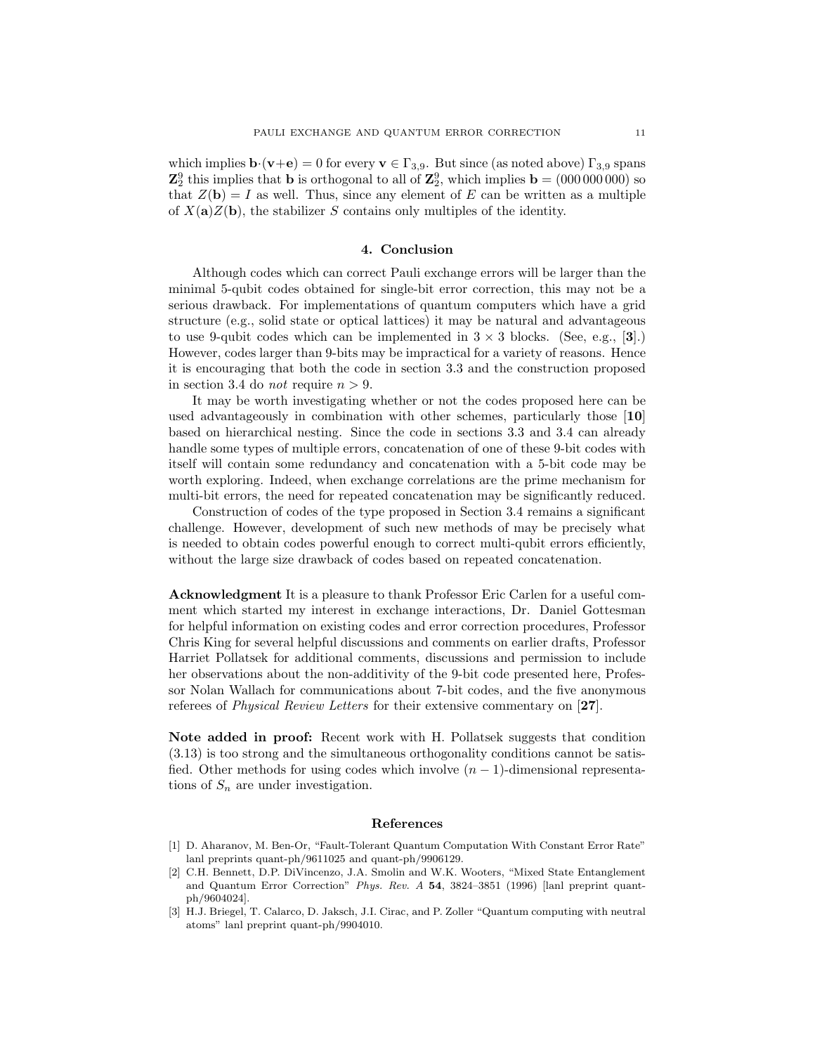which implies $\mathbf{b}\cdot(\mathbf{v}+\mathbf{e}) = 0$ for every $\mathbf{v} \in \Gamma_{3,9}$. But since (as noted above) $\Gamma_{3,9}$ spans $\mathbf{Z}_2^9$ this implies that $\mathbf{b}$ is orthogonal to all of $\mathbf{Z}_2^9$, which implies $\mathbf{b} = (000\,000\,000)$ so that $Z(\mathbf{b}) = I$ as well. Thus, since any element of $E$ can be written as a multiple of $X(\mathbf{a})Z(\mathbf{b})$, the stabilizer $S$ contains only multiples of the identity.

## 4. Conclusion

Although codes which can correct Pauli exchange errors will be larger than the minimal 5-qubit codes obtained for single-bit error correction, this may not be a serious drawback. For implementations of quantum computers which have a grid structure (e.g., solid state or optical lattices) it may be natural and advantageous to use 9-qubit codes which can be implemented in $3 \times 3$ blocks. (See, e.g., [**3**].) However, codes larger than 9-bits may be impractical for a variety of reasons. Hence it is encouraging that both the code in section 3.3 and the construction proposed in section 3.4 do *not* require $n > 9$.

It may be worth investigating whether or not the codes proposed here can be used advantageously in combination with other schemes, particularly those [**10**] based on hierarchical nesting. Since the code in sections 3.3 and 3.4 can already handle some types of multiple errors, concatenation of one of these 9-bit codes with itself will contain some redundancy and concatenation with a 5-bit code may be worth exploring. Indeed, when exchange correlations are the prime mechanism for multi-bit errors, the need for repeated concatenation may be significantly reduced.

Construction of codes of the type proposed in Section 3.4 remains a significant challenge. However, development of such new methods of may be precisely what is needed to obtain codes powerful enough to correct multi-qubit errors efficiently, without the large size drawback of codes based on repeated concatenation.

**Acknowledgment** It is a pleasure to thank Professor Eric Carlen for a useful comment which started my interest in exchange interactions, Dr. Daniel Gottesman for helpful information on existing codes and error correction procedures, Professor Chris King for several helpful discussions and comments on earlier drafts, Professor Harriet Pollatsek for additional comments, discussions and permission to include her observations about the non-additivity of the 9-bit code presented here, Professor Nolan Wallach for communications about 7-bit codes, and the five anonymous referees of *Physical Review Letters* for their extensive commentary on [**27**].

**Note added in proof:** Recent work with H. Pollatsek suggests that condition (3.13) is too strong and the simultaneous orthogonality conditions cannot be satisfied. Other methods for using codes which involve $(n-1)$-dimensional representations of $S_n$ are under investigation.

## References

[1] D. Aharanov, M. Ben-Or, "Fault-Tolerant Quantum Computation With Constant Error Rate" lanl preprints quant-ph/9611025 and quant-ph/9906129.

[2] C.H. Bennett, D.P. DiVincenzo, J.A. Smolin and W.K. Wooters, "Mixed State Entanglement and Quantum Error Correction" *Phys. Rev. A* **54**, 3824–3851 (1996) [lanl preprint quant-ph/9604024].

[3] H.J. Briegel, T. Calarco, D. Jaksch, J.I. Cirac, and P. Zoller "Quantum computing with neutral atoms" lanl preprint quant-ph/9904010.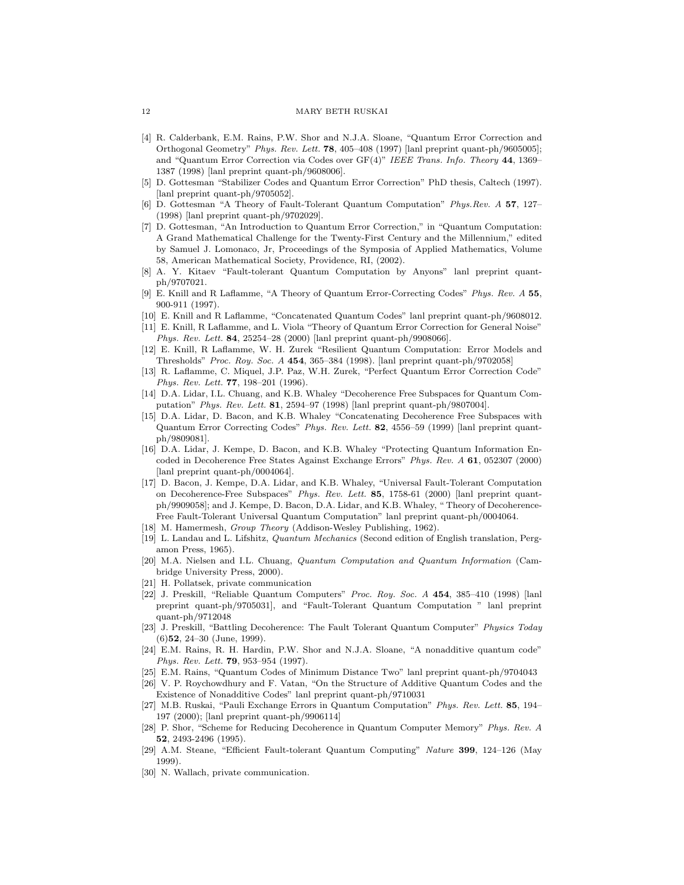[4] R. Calderbank, E.M. Rains, P.W. Shor and N.J.A. Sloane, "Quantum Error Correction and Orthogonal Geometry" *Phys. Rev. Lett.* **78**, 405–408 (1997) [lanl preprint quant-ph/9605005]; and "Quantum Error Correction via Codes over GF(4)" *IEEE Trans. Info. Theory* **44**, 1369–1387 (1998) [lanl preprint quant-ph/9608006].

[5] D. Gottesman "Stabilizer Codes and Quantum Error Correction" PhD thesis, Caltech (1997). [lanl preprint quant-ph/9705052].

[6] D. Gottesman "A Theory of Fault-Tolerant Quantum Computation" *Phys.Rev. A* **57**, 127–(1998) [lanl preprint quant-ph/9702029].

[7] D. Gottesman, "An Introduction to Quantum Error Correction," in "Quantum Computation: A Grand Mathematical Challenge for the Twenty-First Century and the Millennium," edited by Samuel J. Lomonaco, Jr, Proceedings of the Symposia of Applied Mathematics, Volume 58, American Mathematical Society, Providence, RI, (2002).

[8] A. Y. Kitaev "Fault-tolerant Quantum Computation by Anyons" lanl preprint quant-ph/9707021.

[9] E. Knill and R Laflamme, "A Theory of Quantum Error-Correcting Codes" *Phys. Rev. A* **55**, 900-911 (1997).

[10] E. Knill and R Laflamme, "Concatenated Quantum Codes" lanl preprint quant-ph/9608012.

[11] E. Knill, R Laflamme, and L. Viola "Theory of Quantum Error Correction for General Noise" *Phys. Rev. Lett.* **84**, 25254–28 (2000) [lanl preprint quant-ph/9908066].

[12] E. Knill, R Laflamme, W. H. Zurek "Resilient Quantum Computation: Error Models and Thresholds" *Proc. Roy. Soc. A* **454**, 365–384 (1998). [lanl preprint quant-ph/9702058]

[13] R. Laflamme, C. Miquel, J.P. Paz, W.H. Zurek, "Perfect Quantum Error Correction Code" *Phys. Rev. Lett.* **77**, 198–201 (1996).

[14] D.A. Lidar, I.L. Chuang, and K.B. Whaley "Decoherence Free Subspaces for Quantum Computation" *Phys. Rev. Lett.* **81**, 2594–97 (1998) [lanl preprint quant-ph/9807004].

[15] D.A. Lidar, D. Bacon, and K.B. Whaley "Concatenating Decoherence Free Subspaces with Quantum Error Correcting Codes" *Phys. Rev. Lett.* **82**, 4556–59 (1999) [lanl preprint quant-ph/9809081].

[16] D.A. Lidar, J. Kempe, D. Bacon, and K.B. Whaley "Protecting Quantum Information Encoded in Decoherence Free States Against Exchange Errors" *Phys. Rev. A* **61**, 052307 (2000) [lanl preprint quant-ph/0004064].

[17] D. Bacon, J. Kempe, D.A. Lidar, and K.B. Whaley, "Universal Fault-Tolerant Computation on Decoherence-Free Subspaces" *Phys. Rev. Lett.* **85**, 1758-61 (2000) [lanl preprint quant-ph/9909058]; and J. Kempe, D. Bacon, D.A. Lidar, and K.B. Whaley, " Theory of Decoherence-Free Fault-Tolerant Universal Quantum Computation" lanl preprint quant-ph/0004064.

[18] M. Hamermesh, *Group Theory* (Addison-Wesley Publishing, 1962).

[19] L. Landau and L. Lifshitz, *Quantum Mechanics* (Second edition of English translation, Pergamon Press, 1965).

[20] M.A. Nielsen and I.L. Chuang, *Quantum Computation and Quantum Information* (Cambridge University Press, 2000).

[21] H. Pollatsek, private communication

[22] J. Preskill, "Reliable Quantum Computers" *Proc. Roy. Soc. A* **454**, 385–410 (1998) [lanl preprint quant-ph/9705031], and "Fault-Tolerant Quantum Computation " lanl preprint quant-ph/9712048

[23] J. Preskill, "Battling Decoherence: The Fault Tolerant Quantum Computer" *Physics Today* (6)**52**, 24–30 (June, 1999).

[24] E.M. Rains, R. H. Hardin, P.W. Shor and N.J.A. Sloane, "A nonadditive quantum code" *Phys. Rev. Lett.* **79**, 953–954 (1997).

[25] E.M. Rains, "Quantum Codes of Minimum Distance Two" lanl preprint quant-ph/9704043

[26] V. P. Roychowdhury and F. Vatan, "On the Structure of Additive Quantum Codes and the Existence of Nonadditive Codes" lanl preprint quant-ph/9710031

[27] M.B. Ruskai, "Pauli Exchange Errors in Quantum Computation" *Phys. Rev. Lett.* **85**, 194–197 (2000); [lanl preprint quant-ph/9906114]

[28] P. Shor, "Scheme for Reducing Decoherence in Quantum Computer Memory" *Phys. Rev. A* **52**, 2493-2496 (1995).

[29] A.M. Steane, "Efficient Fault-tolerant Quantum Computing" *Nature* **399**, 124–126 (May 1999).

[30] N. Wallach, private communication.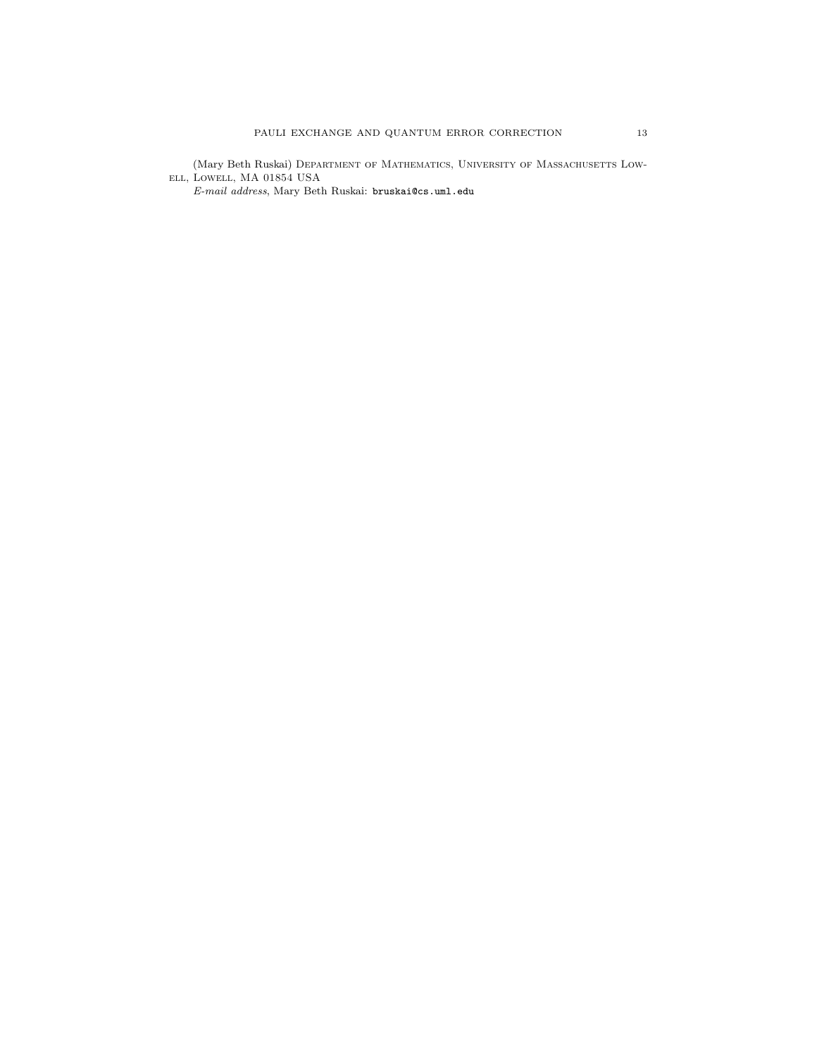(Mary Beth Ruskai) Department of Mathematics, University of Massachusetts Lowell, Lowell, MA 01854 USA

*E-mail address*, Mary Beth Ruskai: `bruskai@cs.uml.edu`